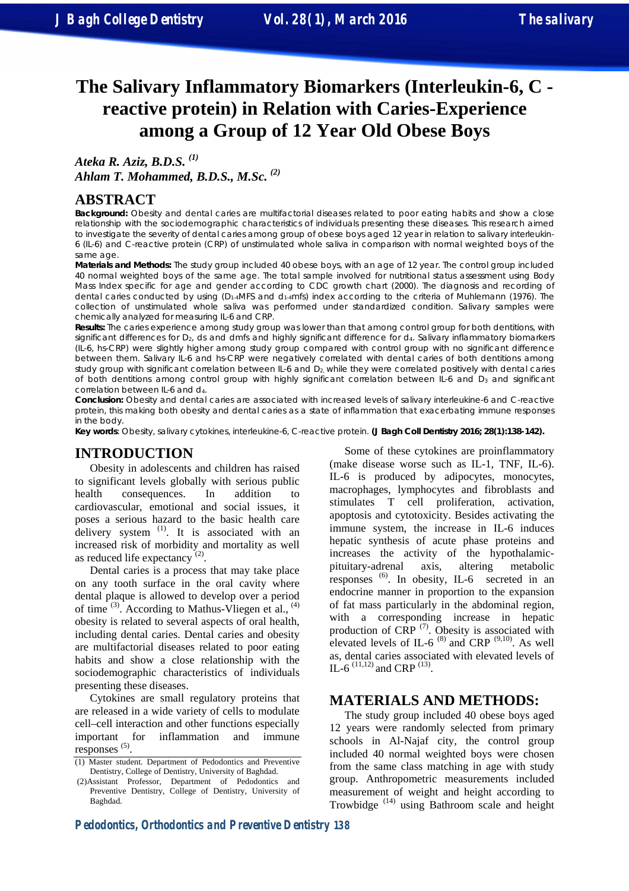# The Salivary Inflammatory Biomarkers (Interleukin-6, C - reactive protein) in Relation with Caries-Experience among a Group of 12 Year Old Obese Boys

*Ateka R. Aziz, B.D.S.* [1]
*Ahlam T. Mohammed, B.D.S., M.Sc.* [2]

## ABSTRACT

**Background:** Obesity and dental caries are multifactorial diseases related to poor eating habits and show a close relationship with the sociodemographic characteristics of individuals presenting these diseases. This research aimed to investigate the severity of dental caries among group of obese boys aged 12 year in relation to salivary interleukin-6 (IL-6) and C-reactive protein (CRP) of unstimulated whole saliva in comparison with normal weighted boys of the same age.

**Materials and Methods:** The study group included 40 obese boys, with an age of 12 year. The control group included 40 normal weighted boys of the same age. The total sample involved for nutritional status assessment using Body Mass Index specific for age and gender according to CDC growth chart (2000). The diagnosis and recording of dental caries conducted by using ($D_{1-4}$MFS and $d_{1-4}$mfs) index according to the criteria of Muhlemann (1976). The collection of unstimulated whole saliva was performed under standardized condition. Salivary samples were chemically analyzed for measuring IL-6 and CRP.

**Results:** The caries experience among study group was lower than that among control group for both dentitions, with significant differences for $D_2$, ds and dmfs and highly significant difference for $d_4$. Salivary inflammatory biomarkers (IL-6, hs-CRP) were slightly higher among study group compared with control group with no significant difference between them. Salivary IL-6 and hs-CRP were negatively correlated with dental caries of both dentitions among study group with significant correlation between IL-6 and $D_2$, while they were correlated positively with dental caries of both dentitions among control group with highly significant correlation between IL-6 and $D_3$ and significant correlation between IL-6 and $d_4$.

**Conclusion:** Obesity and dental caries are associated with increased levels of salivary interleukine-6 and C-reactive protein, this making both obesity and dental caries as a state of inflammation that exacerbating immune responses in the body.

**Key words**: Obesity, salivary cytokines, interleukine-6, C-reactive protein. **(J Bagh Coll Dentistry 2016; 28(1):138-142).**

## INTRODUCTION

Obesity in adolescents and children has raised to significant levels globally with serious public health consequences. In addition to cardiovascular, emotional and social issues, it poses a serious hazard to the basic health care delivery system [1]. It is associated with an increased risk of morbidity and mortality as well as reduced life expectancy [2].

Dental caries is a process that may take place on any tooth surface in the oral cavity where dental plaque is allowed to develop over a period of time [3]. According to Mathus-Vliegen et al., [4] obesity is related to several aspects of oral health, including dental caries. Dental caries and obesity are multifactorial diseases related to poor eating habits and show a close relationship with the sociodemographic characteristics of individuals presenting these diseases.

Cytokines are small regulatory proteins that are released in a wide variety of cells to modulate cell–cell interaction and other functions especially important for inflammation and immune responses [5].

Some of these cytokines are proinflammatory (make disease worse such as IL-1, TNF, IL-6). IL-6 is produced by adipocytes, monocytes, macrophages, lymphocytes and fibroblasts and stimulates T cell proliferation, activation, apoptosis and cytotoxicity. Besides activating the immune system, the increase in IL-6 induces hepatic synthesis of acute phase proteins and increases the activity of the hypothalamic-pituitary-adrenal axis, altering metabolic responses [6]. In obesity, IL-6 secreted in an endocrine manner in proportion to the expansion of fat mass particularly in the abdominal region, with a corresponding increase in hepatic production of CRP [7]. Obesity is associated with elevated levels of IL-6 [8] and CRP [9,10]. As well as, dental caries associated with elevated levels of IL-6 [11,12] and CRP [13].

## MATERIALS AND METHODS:

The study group included 40 obese boys aged 12 years were randomly selected from primary schools in Al-Najaf city, the control group included 40 normal weighted boys were chosen from the same class matching in age with study group. Anthropometric measurements included measurement of weight and height according to Trowbidge [14] using Bathroom scale and height

(1) Master student. Department of Pedodontics and Preventive Dentistry, College of Dentistry, University of Baghdad.
(2) Assistant Professor, Department of Pedodontics and Preventive Dentistry, College of Dentistry, University of Baghdad.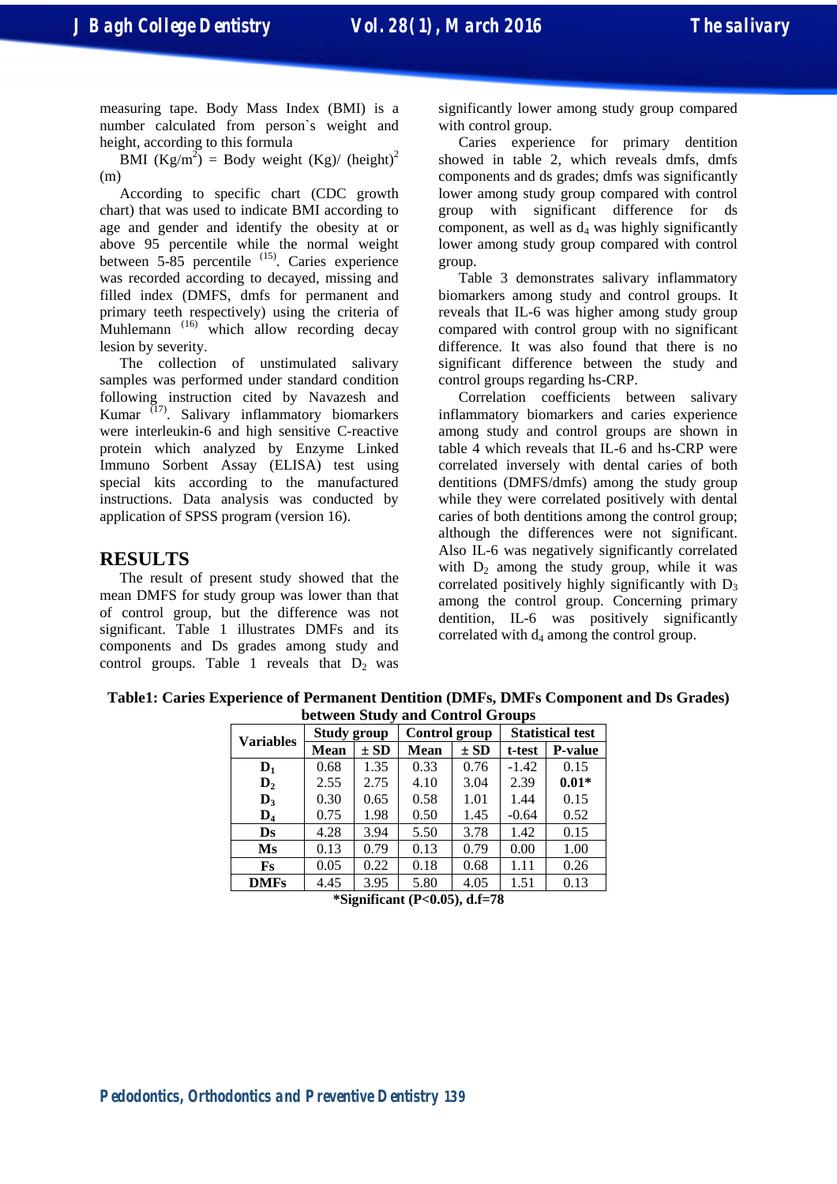measuring tape. Body Mass Index (BMI) is a number calculated from person`s weight and height, according to this formula

BMI ($Kg/m^2$) = Body weight (Kg)/ $(height)^2$ (m)

According to specific chart (CDC growth chart) that was used to indicate BMI according to age and gender and identify the obesity at or above 95 percentile while the normal weight between 5-85 percentile [15]. Caries experience was recorded according to decayed, missing and filled index (DMFS, dmfs for permanent and primary teeth respectively) using the criteria of Muhlemann [16] which allow recording decay lesion by severity.

The collection of unstimulated salivary samples was performed under standard condition following instruction cited by Navazesh and Kumar [17]. Salivary inflammatory biomarkers were interleukin-6 and high sensitive C-reactive protein which analyzed by Enzyme Linked Immuno Sorbent Assay (ELISA) test using special kits according to the manufactured instructions. Data analysis was conducted by application of SPSS program (version 16).

# RESULTS

The result of present study showed that the mean DMFS for study group was lower than that of control group, but the difference was not significant. Table 1 illustrates DMFs and its components and Ds grades among study and control groups. Table 1 reveals that $D_2$ was significantly lower among study group compared with control group.

Caries experience for primary dentition showed in table 2, which reveals dmfs, dmfs components and ds grades; dmfs was significantly lower among study group compared with control group with significant difference for ds component, as well as $d_4$ was highly significantly lower among study group compared with control group.

Table 3 demonstrates salivary inflammatory biomarkers among study and control groups. It reveals that IL-6 was higher among study group compared with control group with no significant difference. It was also found that there is no significant difference between the study and control groups regarding hs-CRP.

Correlation coefficients between salivary inflammatory biomarkers and caries experience among study and control groups are shown in table 4 which reveals that IL-6 and hs-CRP were correlated inversely with dental caries of both dentitions (DMFS/dmfs) among the study group while they were correlated positively with dental caries of both dentitions among the control group; although the differences were not significant. Also IL-6 was negatively significantly correlated with $D_2$ among the study group, while it was correlated positively highly significantly with $D_3$ among the control group. Concerning primary dentition, IL-6 was positively significantly correlated with $d_4$ among the control group.

**Table1: Caries Experience of Permanent Dentition (DMFs, DMFs Component and Ds Grades) between Study and Control Groups**

| Variables | Study group | | Control group | | Statistical test | |
|---|---|---|---|---|---|---|
| | Mean | ± SD | Mean | ± SD | t-test | P-value |
| $D_1$ | 0.68 | 1.35 | 0.33 | 0.76 | -1.42 | 0.15 |
| $D_2$ | 2.55 | 2.75 | 4.10 | 3.04 | 2.39 | **0.01*** |
| $D_3$ | 0.30 | 0.65 | 0.58 | 1.01 | 1.44 | 0.15 |
| $D_4$ | 0.75 | 1.98 | 0.50 | 1.45 | -0.64 | 0.52 |
| Ds | 4.28 | 3.94 | 5.50 | 3.78 | 1.42 | 0.15 |
| Ms | 0.13 | 0.79 | 0.13 | 0.79 | 0.00 | 1.00 |
| Fs | 0.05 | 0.22 | 0.18 | 0.68 | 1.11 | 0.26 |
| DMFs | 4.45 | 3.95 | 5.80 | 4.05 | 1.51 | 0.13 |

**\*Significant (P<0.05), d.f=78**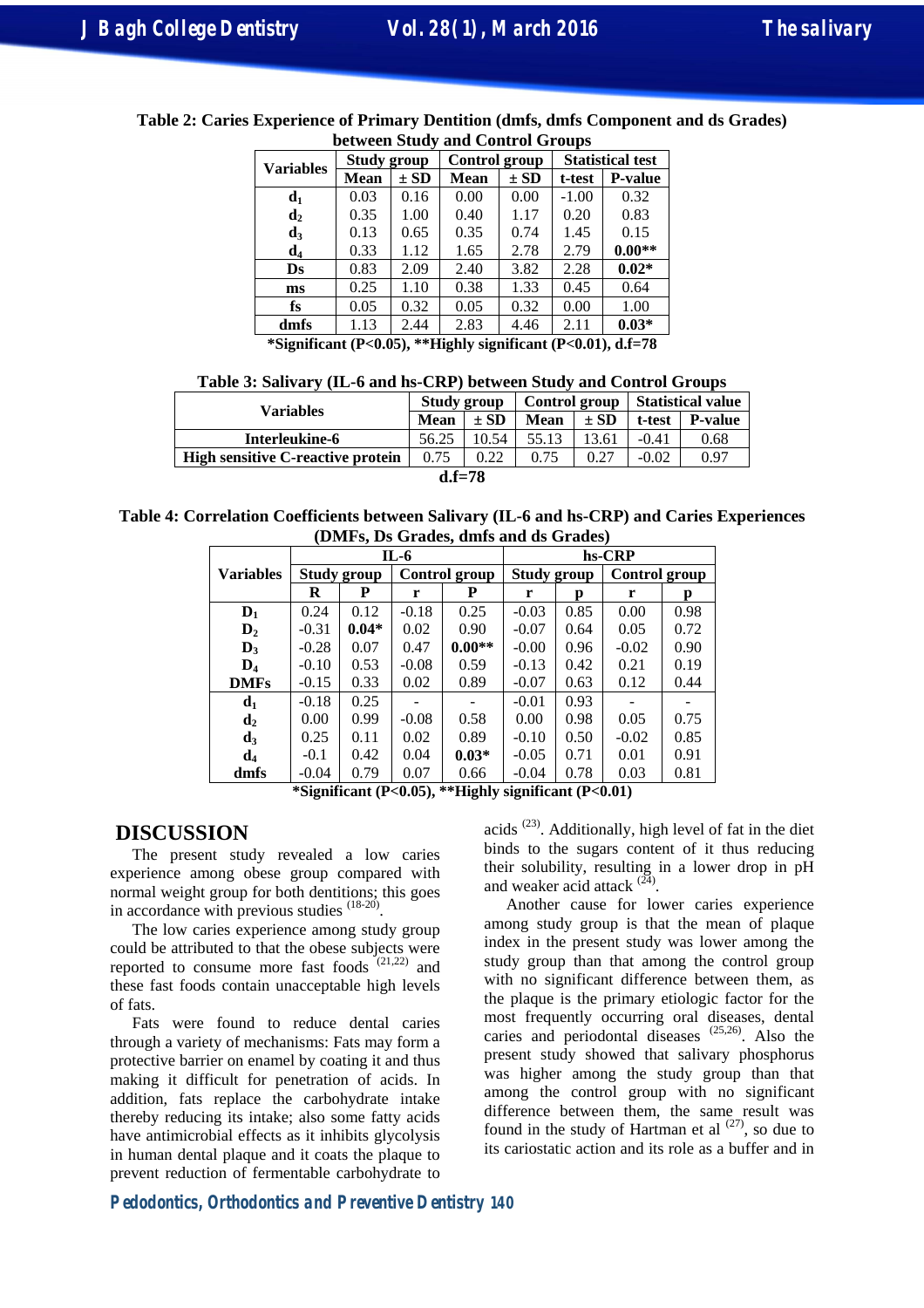**Table 2: Caries Experience of Primary Dentition (dmfs, dmfs Component and ds Grades) between Study and Control Groups**

| Variables | Study group | | Control group | | Statistical test | |
|---|---|---|---|---|---|---|
| | Mean | ± SD | Mean | ± SD | t-test | P-value |
| $d_1$ | 0.03 | 0.16 | 0.00 | 0.00 | -1.00 | 0.32 |
| $d_2$ | 0.35 | 1.00 | 0.40 | 1.17 | 0.20 | 0.83 |
| $d_3$ | 0.13 | 0.65 | 0.35 | 0.74 | 1.45 | 0.15 |
| $d_4$ | 0.33 | 1.12 | 1.65 | 2.78 | 2.79 | **0.00**** |
| **Ds** | 0.83 | 2.09 | 2.40 | 3.82 | 2.28 | **0.02*** |
| **ms** | 0.25 | 1.10 | 0.38 | 1.33 | 0.45 | 0.64 |
| **fs** | 0.05 | 0.32 | 0.05 | 0.32 | 0.00 | 1.00 |
| **dmfs** | 1.13 | 2.44 | 2.83 | 4.46 | 2.11 | **0.03*** |

***Significant (P<0.05), **Highly significant (P<0.01), d.f=78**

**Table 3: Salivary (IL-6 and hs-CRP) between Study and Control Groups**

| Variables | Study group | | Control group | | Statistical value | |
|---|---|---|---|---|---|---|
| | Mean | ± SD | Mean | ± SD | t-test | P-value |
| **Interleukine-6** | 56.25 | 10.54 | 55.13 | 13.61 | -0.41 | 0.68 |
| **High sensitive C-reactive protein** | 0.75 | 0.22 | 0.75 | 0.27 | -0.02 | 0.97 |

**d.f=78**

**Table 4: Correlation Coefficients between Salivary (IL-6 and hs-CRP) and Caries Experiences (DMFs, Ds Grades, dmfs and ds Grades)**

| Variables | IL-6 | | | | hs-CRP | | | |
|---|---|---|---|---|---|---|---|---|
| | Study group | | Control group | | Study group | | Control group | |
| | R | P | r | P | r | p | r | p |
| $D_1$ | 0.24 | 0.12 | -0.18 | 0.25 | -0.03 | 0.85 | 0.00 | 0.98 |
| $D_2$ | -0.31 | **0.04*** | 0.02 | 0.90 | -0.07 | 0.64 | 0.05 | 0.72 |
| $D_3$ | -0.28 | 0.07 | 0.47 | **0.00**** | -0.00 | 0.96 | -0.02 | 0.90 |
| $D_4$ | -0.10 | 0.53 | -0.08 | 0.59 | -0.13 | 0.42 | 0.21 | 0.19 |
| **DMFs** | -0.15 | 0.33 | 0.02 | 0.89 | -0.07 | 0.63 | 0.12 | 0.44 |
| $d_1$ | -0.18 | 0.25 | - | - | -0.01 | 0.93 | - | - |
| $d_2$ | 0.00 | 0.99 | -0.08 | 0.58 | 0.00 | 0.98 | 0.05 | 0.75 |
| $d_3$ | 0.25 | 0.11 | 0.02 | 0.89 | -0.10 | 0.50 | -0.02 | 0.85 |
| $d_4$ | -0.1 | 0.42 | 0.04 | **0.03*** | -0.05 | 0.71 | 0.01 | 0.91 |
| **dmfs** | -0.04 | 0.79 | 0.07 | 0.66 | -0.04 | 0.78 | 0.03 | 0.81 |

***Significant (P<0.05), **Highly significant (P<0.01)**

# DISCUSSION

The present study revealed a low caries experience among obese group compared with normal weight group for both dentitions; this goes in accordance with previous studies [18-20].

The low caries experience among study group could be attributed to that the obese subjects were reported to consume more fast foods [21,22] and these fast foods contain unacceptable high levels of fats.

Fats were found to reduce dental caries through a variety of mechanisms: Fats may form a protective barrier on enamel by coating it and thus making it difficult for penetration of acids. In addition, fats replace the carbohydrate intake thereby reducing its intake; also some fatty acids have antimicrobial effects as it inhibits glycolysis in human dental plaque and it coats the plaque to prevent reduction of fermentable carbohydrate to acids [23]. Additionally, high level of fat in the diet binds to the sugars content of it thus reducing their solubility, resulting in a lower drop in pH and weaker acid attack [24].

Another cause for lower caries experience among study group is that the mean of plaque index in the present study was lower among the study group than that among the control group with no significant difference between them, as the plaque is the primary etiologic factor for the most frequently occurring oral diseases, dental caries and periodontal diseases [25,26]. Also the present study showed that salivary phosphorus was higher among the study group than that among the control group with no significant difference between them, the same result was found in the study of Hartman et al [27], so due to its cariostatic action and its role as a buffer and in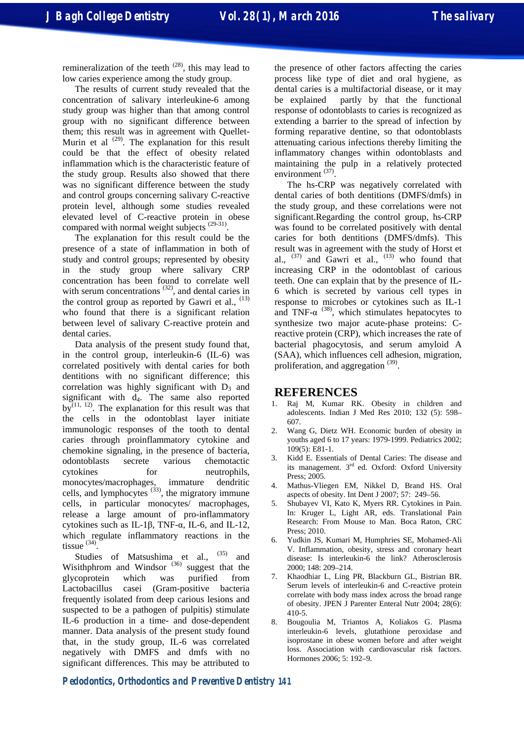remineralization of the teeth [28], this may lead to low caries experience among the study group.

The results of current study revealed that the concentration of salivary interleukine-6 among study group was higher than that among control group with no significant difference between them; this result was in agreement with Quellet-Murin et al [29]. The explanation for this result could be that the effect of obesity related inflammation which is the characteristic feature of the study group. Results also showed that there was no significant difference between the study and control groups concerning salivary C-reactive protein level, although some studies revealed elevated level of C-reactive protein in obese compared with normal weight subjects [29-31].

The explanation for this result could be the presence of a state of inflammation in both of study and control groups; represented by obesity in the study group where salivary CRP concentration has been found to correlate well with serum concentrations [32], and dental caries in the control group as reported by Gawri et al., [13] who found that there is a significant relation between level of salivary C-reactive protein and dental caries.

Data analysis of the present study found that, in the control group, interleukin-6 (IL-6) was correlated positively with dental caries for both dentitions with no significant difference; this correlation was highly significant with $D_3$ and significant with $d_4$. The same also reported by[11, 12]. The explanation for this result was that the cells in the odontoblast layer initiate immunologic responses of the tooth to dental caries through proinflammatory cytokine and chemokine signaling, in the presence of bacteria, odontoblasts secrete various chemotactic cytokines for neutrophils, monocytes/macrophages, immature dendritic cells, and lymphocytes [33], the migratory immune cells, in particular monocytes/ macrophages, release a large amount of pro-inflammatory cytokines such as IL-1β, TNF-α, IL-6, and IL-12, which regulate inflammatory reactions in the tissue [34].

Studies of Matsushima et al., [35] and Wisithphrom and Windsor [36] suggest that the glycoprotein which was purified from Lactobacillus casei (Gram-positive bacteria frequently isolated from deep carious lesions and suspected to be a pathogen of pulpitis) stimulate IL-6 production in a time- and dose-dependent manner. Data analysis of the present study found that, in the study group, IL-6 was correlated negatively with DMFS and dmfs with no significant differences. This may be attributed to the presence of other factors affecting the caries process like type of diet and oral hygiene, as dental caries is a multifactorial disease, or it may be explained partly by that the functional response of odontoblasts to caries is recognized as extending a barrier to the spread of infection by forming reparative dentine, so that odontoblasts attenuating carious infections thereby limiting the inflammatory changes within odontoblasts and maintaining the pulp in a relatively protected environment [37].

The hs-CRP was negatively correlated with dental caries of both dentitions (DMFS/dmfs) in the study group, and these correlations were not significant.Regarding the control group, hs-CRP was found to be correlated positively with dental caries for both dentitions (DMFS/dmfs). This result was in agreement with the study of Horst et al., [37] and Gawri et al., [13] who found that increasing CRP in the odontoblast of carious teeth. One can explain that by the presence of IL-6 which is secreted by various cell types in response to microbes or cytokines such as IL-1 and TNF-α [38], which stimulates hepatocytes to synthesize two major acute-phase proteins: C-reactive protein (CRP), which increases the rate of bacterial phagocytosis, and serum amyloid A (SAA), which influences cell adhesion, migration, proliferation, and aggregation [39].

## REFERENCES

1. Raj M, Kumar RK. Obesity in children and adolescents. Indian J Med Res 2010; 132 (5): 598–607.
2. Wang G, Dietz WH. Economic burden of obesity in youths aged 6 to 17 years: 1979-1999. Pediatrics 2002; 109(5): E81-1.
3. Kidd E. Essentials of Dental Caries: The disease and its management. 3rd ed. Oxford: Oxford University Press; 2005.
4. Mathus-Vliegen EM, Nikkel D, Brand HS. Oral aspects of obesity. Int Dent J 2007; 57: 249–56.
5. Shubayev VI, Kato K, Myers RR. Cytokines in Pain. In: Kruger L, Light AR, eds. Translational Pain Research: From Mouse to Man. Boca Raton, CRC Press; 2010.
6. Yudkin JS, Kumari M, Humphries SE, Mohamed-Ali V. Inflammation, obesity, stress and coronary heart disease: Is interleukin-6 the link? Atherosclerosis 2000; 148: 209–214.
7. Khaodhiar L, Ling PR, Blackburn GL, Bistrian BR. Serum levels of interleukin-6 and C-reactive protein correlate with body mass index across the broad range of obesity. JPEN J Parenter Enteral Nutr 2004; 28(6): 410-5.
8. Bougoulia M, Triantos A, Koliakos G. Plasma interleukin-6 levels, glutathione peroxidase and isoprostane in obese women before and after weight loss. Association with cardiovascular risk factors. Hormones 2006; 5: 192–9.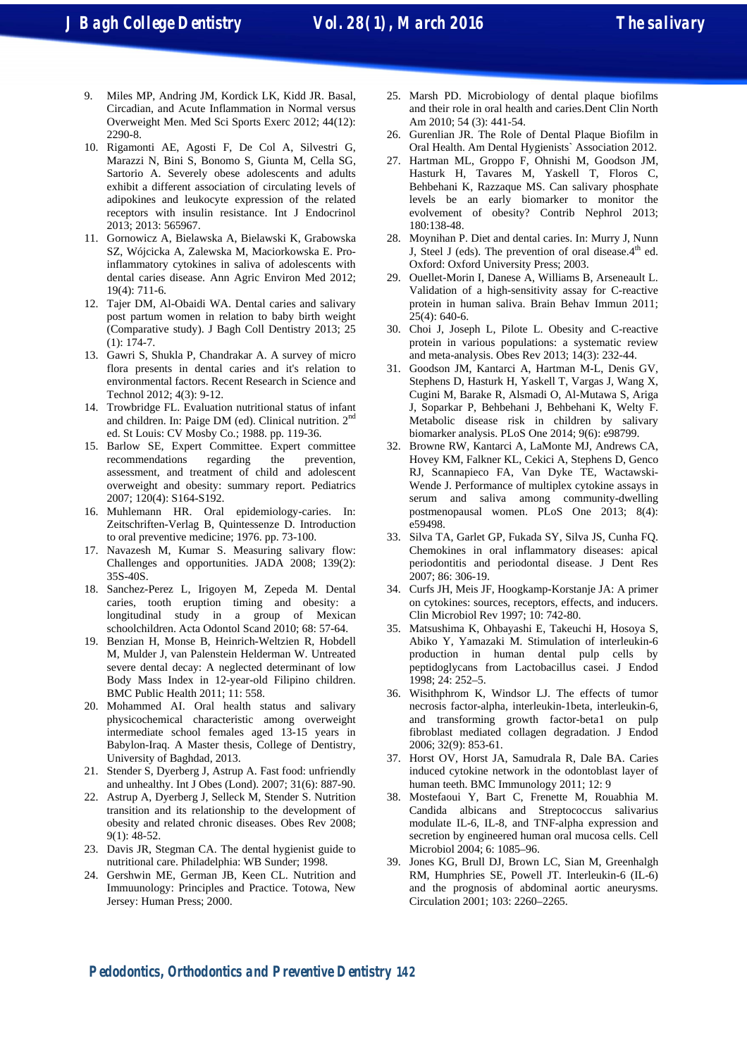9. Miles MP, Andring JM, Kordick LK, Kidd JR. Basal, Circadian, and Acute Inflammation in Normal versus Overweight Men. Med Sci Sports Exerc 2012; 44(12): 2290-8.
10. Rigamonti AE, Agosti F, De Col A, Silvestri G, Marazzi N, Bini S, Bonomo S, Giunta M, Cella SG, Sartorio A. Severely obese adolescents and adults exhibit a different association of circulating levels of adipokines and leukocyte expression of the related receptors with insulin resistance. Int J Endocrinol 2013; 2013: 565967.
11. Gornowicz A, Bielawska A, Bielawski K, Grabowska SZ, Wójcicka A, Zalewska M, Maciorkowska E. Pro-inflammatory cytokines in saliva of adolescents with dental caries disease. Ann Agric Environ Med 2012; 19(4): 711-6.
12. Tajer DM, Al-Obaidi WA. Dental caries and salivary post partum women in relation to baby birth weight (Comparative study). J Bagh Coll Dentistry 2013; 25 (1): 174-7.
13. Gawri S, Shukla P, Chandrakar A. A survey of micro flora presents in dental caries and it's relation to environmental factors. Recent Research in Science and Technol 2012; 4(3): 9-12.
14. Trowbridge FL. Evaluation nutritional status of infant and children. In: Paige DM (ed). Clinical nutrition. 2nd ed. St Louis: CV Mosby Co.; 1988. pp. 119-36.
15. Barlow SE, Expert Committee. Expert committee recommendations regarding the prevention, assessment, and treatment of child and adolescent overweight and obesity: summary report. Pediatrics 2007; 120(4): S164-S192.
16. Muhlemann HR. Oral epidemiology-caries. In: Zeitschriften-Verlag B, Quintessenze D. Introduction to oral preventive medicine; 1976. pp. 73-100.
17. Navazesh M, Kumar S. Measuring salivary flow: Challenges and opportunities. JADA 2008; 139(2): 35S-40S.
18. Sanchez-Perez L, Irigoyen M, Zepeda M. Dental caries, tooth eruption timing and obesity: a longitudinal study in a group of Mexican schoolchildren. Acta Odontol Scand 2010; 68: 57-64.
19. Benzian H, Monse B, Heinrich-Weltzien R, Hobdell M, Mulder J, van Palenstein Helderman W. Untreated severe dental decay: A neglected determinant of low Body Mass Index in 12-year-old Filipino children. BMC Public Health 2011; 11: 558.
20. Mohammed AI. Oral health status and salivary physicochemical characteristic among overweight intermediate school females aged 13-15 years in Babylon-Iraq. A Master thesis, College of Dentistry, University of Baghdad, 2013.
21. Stender S, Dyerberg J, Astrup A. Fast food: unfriendly and unhealthy. Int J Obes (Lond). 2007; 31(6): 887-90.
22. Astrup A, Dyerberg J, Selleck M, Stender S. Nutrition transition and its relationship to the development of obesity and related chronic diseases. Obes Rev 2008; 9(1): 48-52.
23. Davis JR, Stegman CA. The dental hygienist guide to nutritional care. Philadelphia: WB Sunder; 1998.
24. Gershwin ME, German JB, Keen CL. Nutrition and Immuunology: Principles and Practice. Totowa, New Jersey: Human Press; 2000.
25. Marsh PD. Microbiology of dental plaque biofilms and their role in oral health and caries.Dent Clin North Am 2010; 54 (3): 441-54.
26. Gurenlian JR. The Role of Dental Plaque Biofilm in Oral Health. Am Dental Hygienists` Association 2012.
27. Hartman ML, Groppo F, Ohnishi M, Goodson JM, Hasturk H, Tavares M, Yaskell T, Floros C, Behbehani K, Razzaque MS. Can salivary phosphate levels be an early biomarker to monitor the evolvement of obesity? Contrib Nephrol 2013; 180:138-48.
28. Moynihan P. Diet and dental caries. In: Murry J, Nunn J, Steel J (eds). The prevention of oral disease.4th ed. Oxford: Oxford University Press; 2003.
29. Ouellet-Morin I, Danese A, Williams B, Arseneault L. Validation of a high-sensitivity assay for C-reactive protein in human saliva. Brain Behav Immun 2011; 25(4): 640-6.
30. Choi J, Joseph L, Pilote L. Obesity and C-reactive protein in various populations: a systematic review and meta-analysis. Obes Rev 2013; 14(3): 232-44.
31. Goodson JM, Kantarci A, Hartman M-L, Denis GV, Stephens D, Hasturk H, Yaskell T, Vargas J, Wang X, Cugini M, Barake R, Alsmadi O, Al-Mutawa S, Ariga J, Soparkar P, Behbehani J, Behbehani K, Welty F. Metabolic disease risk in children by salivary biomarker analysis. PLoS One 2014; 9(6): e98799.
32. Browne RW, Kantarci A, LaMonte MJ, Andrews CA, Hovey KM, Falkner KL, Cekici A, Stephens D, Genco RJ, Scannapieco FA, Van Dyke TE, Wactawski-Wende J. Performance of multiplex cytokine assays in serum and saliva among community-dwelling postmenopausal women. PLoS One 2013; 8(4): e59498.
33. Silva TA, Garlet GP, Fukada SY, Silva JS, Cunha FQ. Chemokines in oral inflammatory diseases: apical periodontitis and periodontal disease. J Dent Res 2007; 86: 306-19.
34. Curfs JH, Meis JF, Hoogkamp-Korstanje JA: A primer on cytokines: sources, receptors, effects, and inducers. Clin Microbiol Rev 1997; 10: 742-80.
35. Matsushima K, Ohbayashi E, Takeuchi H, Hosoya S, Abiko Y, Yamazaki M. Stimulation of interleukin-6 production in human dental pulp cells by peptidoglycans from Lactobacillus casei. J Endod 1998; 24: 252–5.
36. Wisithphrom K, Windsor LJ. The effects of tumor necrosis factor-alpha, interleukin-1beta, interleukin-6, and transforming growth factor-beta1 on pulp fibroblast mediated collagen degradation. J Endod 2006; 32(9): 853-61.
37. Horst OV, Horst JA, Samudrala R, Dale BA. Caries induced cytokine network in the odontoblast layer of human teeth. BMC Immunology 2011; 12: 9
38. Mostefaoui Y, Bart C, Frenette M, Rouabhia M. Candida albicans and Streptococcus salivarius modulate IL-6, IL-8, and TNF-alpha expression and secretion by engineered human oral mucosa cells. Cell Microbiol 2004; 6: 1085–96.
39. Jones KG, Brull DJ, Brown LC, Sian M, Greenhalgh RM, Humphries SE, Powell JT. Interleukin-6 (IL-6) and the prognosis of abdominal aortic aneurysms. Circulation 2001; 103: 2260–2265.